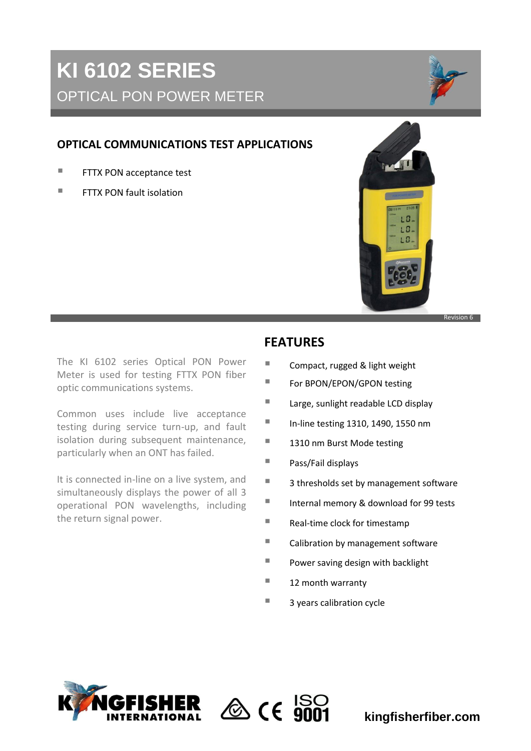# KI 6102 SERIES

## OPTICAL PON POWER METER

### OPTICAL COMMUNICATIONS TEST APPLICATIONS

- FTTX PON acceptance test
- FTTX PON fault isolation

Revision 6

The KI 6102 series Optical PON Power Meter is used for testing FTTX PON fiber optic communications systems.

Common uses include live acceptance testing during service turn-up, and fault isolation during subsequent maintenance, particularly when an ONT has failed.

It is connected in-line on a live system, and simultaneously displays the power of all 3 operational PON wavelengths, including the return signal power.

### FEATURES

- Compact, rugged & light weight
- For BPON/EPON/GPON testing
- Large, sunlight readable LCD display
- In-line testing 1310, 1490, 1550 nm
- 1310 nm Burst Mode testing
- Pass/Fail displays
- 3 thresholds set by management software
- Internal memory & download for 99 tests
- Real-time clock for timestamp
- Calibration by management software
- Power saving design with backlight
- 12 month warranty
- 3 years calibration cycle

KINGFISHER INTERNATIONAL

ISO 9001

kingfisherfiber.com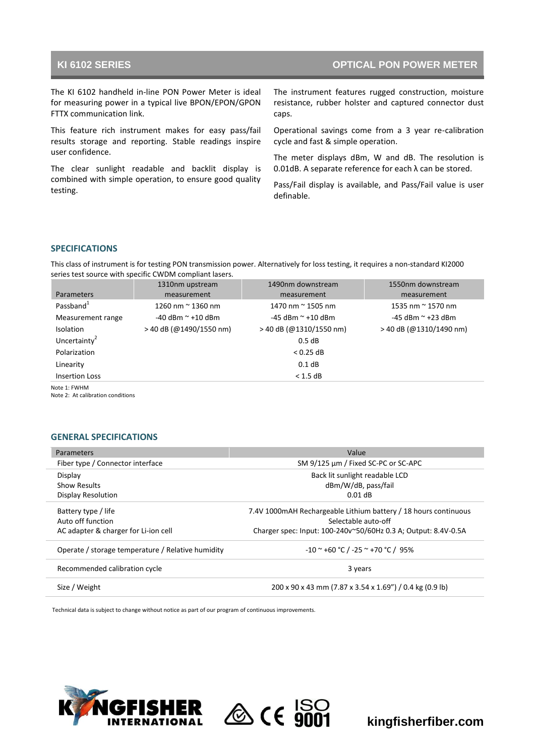# KI 6102 SERIES — OPTICAL PON POWER METER

The KI 6102 handheld in-line PON Power Meter is ideal for measuring power in a typical live BPON/EPON/GPON FTTX communication link.

This feature rich instrument makes for easy pass/fail results storage and reporting. Stable readings inspire user confidence.

The clear sunlight readable and backlit display is combined with simple operation, to ensure good quality testing.

The instrument features rugged construction, moisture resistance, rubber holster and captured connector dust caps.

Operational savings come from a 3 year re-calibration cycle and fast & simple operation.

The meter displays dBm, W and dB. The resolution is 0.01dB. A separate reference for each λ can be stored.

Pass/Fail display is available, and Pass/Fail value is user definable.

## SPECIFICATIONS

This class of instrument is for testing PON transmission power. Alternatively for loss testing, it requires a non-standard KI2000 series test source with specific CWDM compliant lasers.

| Parameters | 1310nm upstream measurement | 1490nm downstream measurement | 1550nm downstream measurement |
|---|---|---|---|
| Passband[1] | 1260 nm ~ 1360 nm | 1470 nm ~ 1505 nm | 1535 nm ~ 1570 nm |
| Measurement range | -40 dBm ~ +10 dBm | -45 dBm ~ +10 dBm | -45 dBm ~ +23 dBm |
| Isolation | > 40 dB (@1490/1550 nm) | > 40 dB (@1310/1550 nm) | > 40 dB (@1310/1490 nm) |
| Uncertainty[2] | | 0.5 dB | |
| Polarization | | < 0.25 dB | |
| Linearity | | 0.1 dB | |
| Insertion Loss | | < 1.5 dB | |

Note 1: FWHM
Note 2: At calibration conditions

## GENERAL SPECIFICATIONS

| Parameters | Value |
|---|---|
| Fiber type / Connector interface | SM 9/125 µm / Fixed SC-PC or SC-APC |
| Display<br>Show Results<br>Display Resolution | Back lit sunlight readable LCD<br>dBm/W/dB, pass/fail<br>0.01 dB |
| Battery type / life<br>Auto off function<br>AC adapter & charger for Li-ion cell | 7.4V 1000mAH Rechargeable Lithium battery / 18 hours continuous<br>Selectable auto-off<br>Charger spec: Input: 100-240v~50/60Hz 0.3 A; Output: 8.4V-0.5A |
| Operate / storage temperature / Relative humidity | -10 ~ +60 °C / -25 ~ +70 °C / 95% |
| Recommended calibration cycle | 3 years |
| Size / Weight | 200 x 90 x 43 mm (7.87 x 3.54 x 1.69") / 0.4 kg (0.9 lb) |

Technical data is subject to change without notice as part of our program of continuous improvements.

KINGFISHER INTERNATIONAL — ISO 9001 — kingfisherfiber.com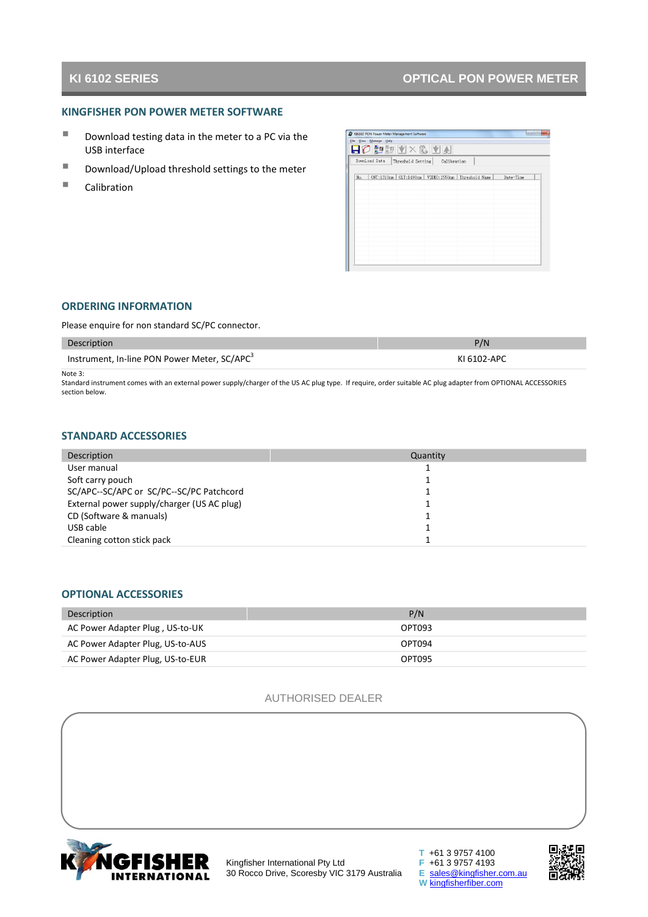## KINGFISHER PON POWER METER SOFTWARE

- Download testing data in the meter to a PC via the USB interface
- Download/Upload threshold settings to the meter
- Calibration

## ORDERING INFORMATION

Please enquire for non standard SC/PC connector.

| Description | P/N |
|---|---|
| Instrument, In-line PON Power Meter, SC/APC[3] | KI 6102-APC |

Note 3:
Standard instrument comes with an external power supply/charger of the US AC plug type. If require, order suitable AC plug adapter from OPTIONAL ACCESSORIES section below.

## STANDARD ACCESSORIES

| Description | Quantity |
|---|---|
| User manual | 1 |
| Soft carry pouch | 1 |
| SC/APC--SC/APC or SC/PC--SC/PC Patchcord | 1 |
| External power supply/charger (US AC plug) | 1 |
| CD (Software & manuals) | 1 |
| USB cable | 1 |
| Cleaning cotton stick pack | 1 |

## OPTIONAL ACCESSORIES

| Description | P/N |
|---|---|
| AC Power Adapter Plug , US-to-UK | OPT093 |
| AC Power Adapter Plug, US-to-AUS | OPT094 |
| AC Power Adapter Plug, US-to-EUR | OPT095 |

AUTHORISED DEALER

Kingfisher International Pty Ltd
30 Rocco Drive, Scoresby VIC 3179 Australia

T +61 3 9757 4100
F +61 3 9757 4193
E sales@kingfisher.com.au
W kingfisherfiber.com